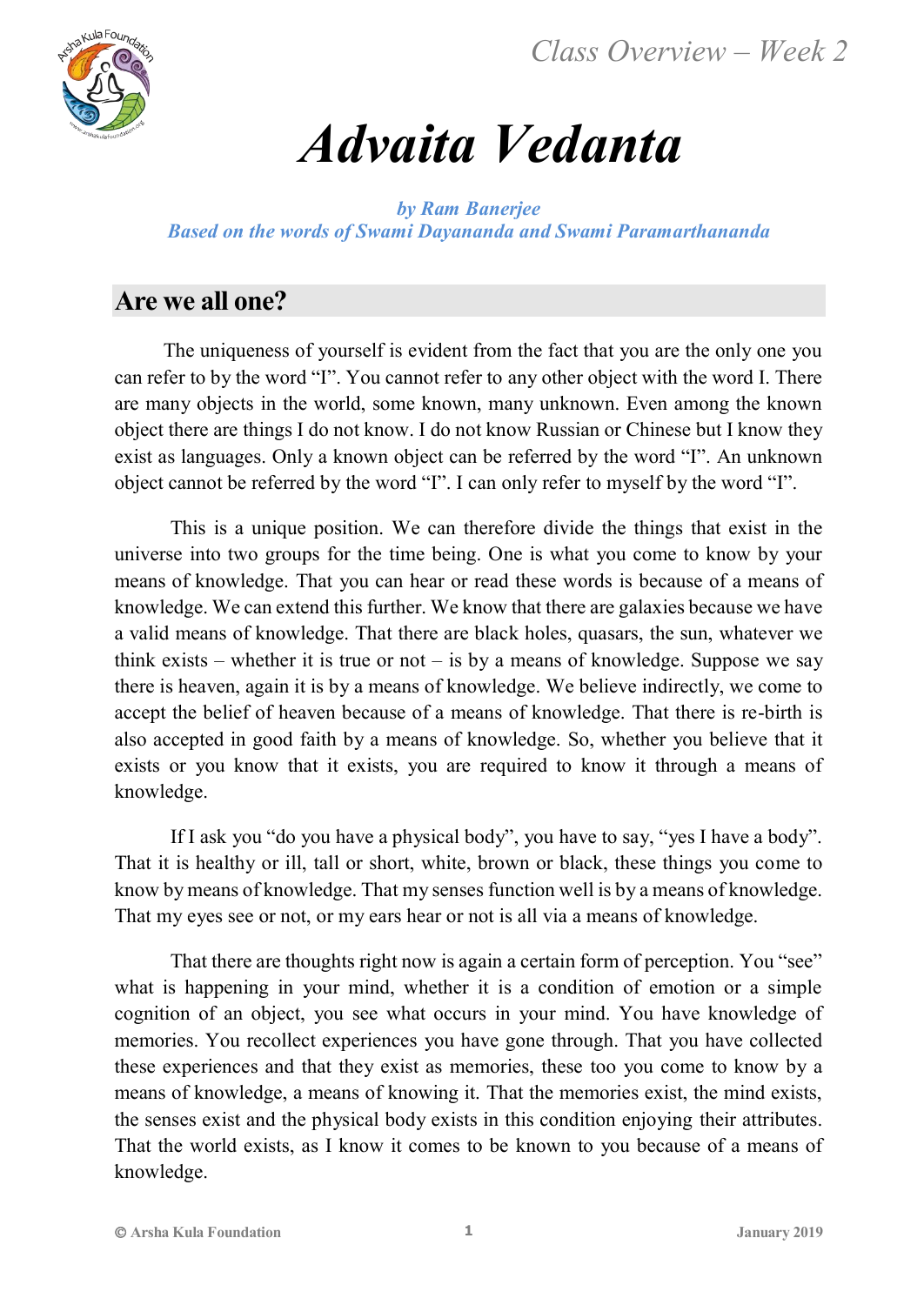# *Advaita Vedanta*

*by Ram Banerjee*
*Based on the words of Swami Dayananda and Swami Paramarthananda*

## Are we all one?

The uniqueness of yourself is evident from the fact that you are the only one you can refer to by the word "I". You cannot refer to any other object with the word I. There are many objects in the world, some known, many unknown. Even among the known object there are things I do not know. I do not know Russian or Chinese but I know they exist as languages. Only a known object can be referred by the word "I". An unknown object cannot be referred by the word "I". I can only refer to myself by the word "I".

This is a unique position. We can therefore divide the things that exist in the universe into two groups for the time being. One is what you come to know by your means of knowledge. That you can hear or read these words is because of a means of knowledge. We can extend this further. We know that there are galaxies because we have a valid means of knowledge. That there are black holes, quasars, the sun, whatever we think exists – whether it is true or not – is by a means of knowledge. Suppose we say there is heaven, again it is by a means of knowledge. We believe indirectly, we come to accept the belief of heaven because of a means of knowledge. That there is re-birth is also accepted in good faith by a means of knowledge. So, whether you believe that it exists or you know that it exists, you are required to know it through a means of knowledge.

If I ask you "do you have a physical body", you have to say, "yes I have a body". That it is healthy or ill, tall or short, white, brown or black, these things you come to know by means of knowledge. That my senses function well is by a means of knowledge. That my eyes see or not, or my ears hear or not is all via a means of knowledge.

That there are thoughts right now is again a certain form of perception. You "see" what is happening in your mind, whether it is a condition of emotion or a simple cognition of an object, you see what occurs in your mind. You have knowledge of memories. You recollect experiences you have gone through. That you have collected these experiences and that they exist as memories, these too you come to know by a means of knowledge, a means of knowing it. That the memories exist, the mind exists, the senses exist and the physical body exists in this condition enjoying their attributes. That the world exists, as I know it comes to be known to you because of a means of knowledge.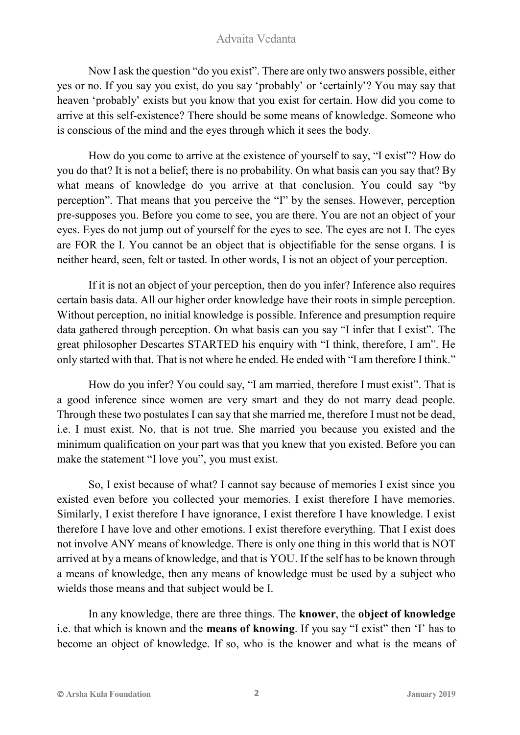Now I ask the question "do you exist". There are only two answers possible, either yes or no. If you say you exist, do you say 'probably' or 'certainly'? You may say that heaven 'probably' exists but you know that you exist for certain. How did you come to arrive at this self-existence? There should be some means of knowledge. Someone who is conscious of the mind and the eyes through which it sees the body.

How do you come to arrive at the existence of yourself to say, "I exist"? How do you do that? It is not a belief; there is no probability. On what basis can you say that? By what means of knowledge do you arrive at that conclusion. You could say "by perception". That means that you perceive the "I" by the senses. However, perception pre-supposes you. Before you come to see, you are there. You are not an object of your eyes. Eyes do not jump out of yourself for the eyes to see. The eyes are not I. The eyes are FOR the I. You cannot be an object that is objectifiable for the sense organs. I is neither heard, seen, felt or tasted. In other words, I is not an object of your perception.

If it is not an object of your perception, then do you infer? Inference also requires certain basis data. All our higher order knowledge have their roots in simple perception. Without perception, no initial knowledge is possible. Inference and presumption require data gathered through perception. On what basis can you say "I infer that I exist". The great philosopher Descartes STARTED his enquiry with "I think, therefore, I am". He only started with that. That is not where he ended. He ended with "I am therefore I think."

How do you infer? You could say, "I am married, therefore I must exist". That is a good inference since women are very smart and they do not marry dead people. Through these two postulates I can say that she married me, therefore I must not be dead, i.e. I must exist. No, that is not true. She married you because you existed and the minimum qualification on your part was that you knew that you existed. Before you can make the statement "I love you", you must exist.

So, I exist because of what? I cannot say because of memories I exist since you existed even before you collected your memories. I exist therefore I have memories. Similarly, I exist therefore I have ignorance, I exist therefore I have knowledge. I exist therefore I have love and other emotions. I exist therefore everything. That I exist does not involve ANY means of knowledge. There is only one thing in this world that is NOT arrived at by a means of knowledge, and that is YOU. If the self has to be known through a means of knowledge, then any means of knowledge must be used by a subject who wields those means and that subject would be I.

In any knowledge, there are three things. The **knower**, the **object of knowledge** i.e. that which is known and the **means of knowing**. If you say "I exist" then 'I' has to become an object of knowledge. If so, who is the knower and what is the means of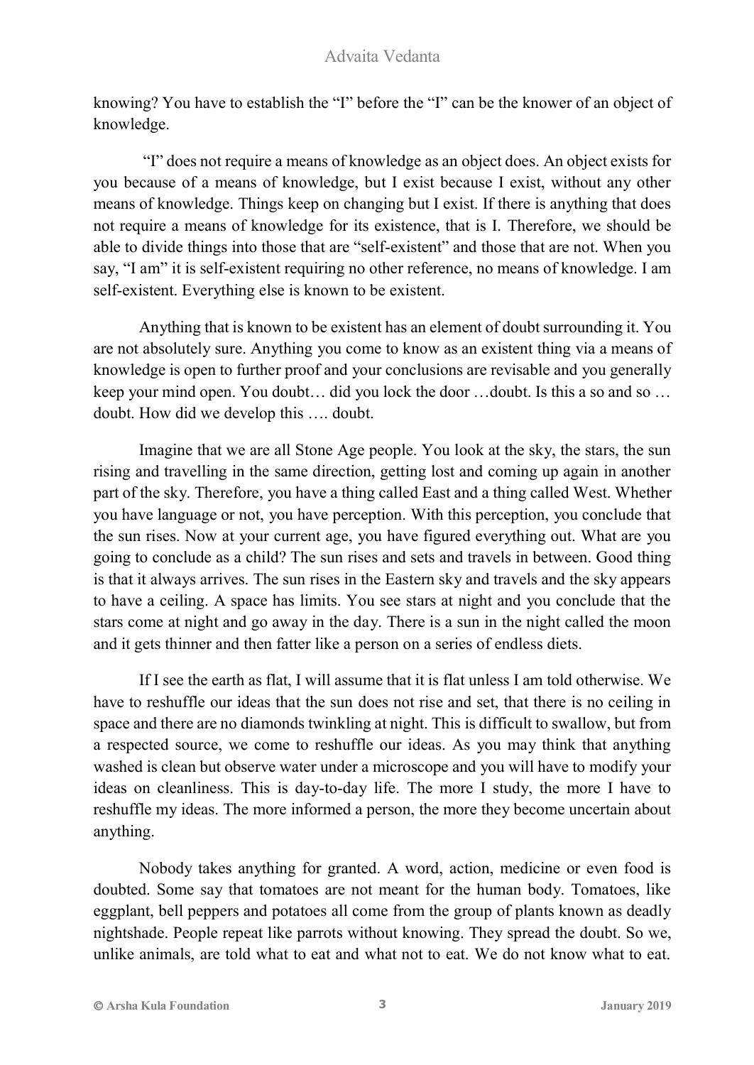knowing? You have to establish the "I" before the "I" can be the knower of an object of knowledge.

"I" does not require a means of knowledge as an object does. An object exists for you because of a means of knowledge, but I exist because I exist, without any other means of knowledge. Things keep on changing but I exist. If there is anything that does not require a means of knowledge for its existence, that is I. Therefore, we should be able to divide things into those that are "self-existent" and those that are not. When you say, "I am" it is self-existent requiring no other reference, no means of knowledge. I am self-existent. Everything else is known to be existent.

Anything that is known to be existent has an element of doubt surrounding it. You are not absolutely sure. Anything you come to know as an existent thing via a means of knowledge is open to further proof and your conclusions are revisable and you generally keep your mind open. You doubt… did you lock the door …doubt. Is this a so and so … doubt. How did we develop this …. doubt.

Imagine that we are all Stone Age people. You look at the sky, the stars, the sun rising and travelling in the same direction, getting lost and coming up again in another part of the sky. Therefore, you have a thing called East and a thing called West. Whether you have language or not, you have perception. With this perception, you conclude that the sun rises. Now at your current age, you have figured everything out. What are you going to conclude as a child? The sun rises and sets and travels in between. Good thing is that it always arrives. The sun rises in the Eastern sky and travels and the sky appears to have a ceiling. A space has limits. You see stars at night and you conclude that the stars come at night and go away in the day. There is a sun in the night called the moon and it gets thinner and then fatter like a person on a series of endless diets.

If I see the earth as flat, I will assume that it is flat unless I am told otherwise. We have to reshuffle our ideas that the sun does not rise and set, that there is no ceiling in space and there are no diamonds twinkling at night. This is difficult to swallow, but from a respected source, we come to reshuffle our ideas. As you may think that anything washed is clean but observe water under a microscope and you will have to modify your ideas on cleanliness. This is day-to-day life. The more I study, the more I have to reshuffle my ideas. The more informed a person, the more they become uncertain about anything.

Nobody takes anything for granted. A word, action, medicine or even food is doubted. Some say that tomatoes are not meant for the human body. Tomatoes, like eggplant, bell peppers and potatoes all come from the group of plants known as deadly nightshade. People repeat like parrots without knowing. They spread the doubt. So we, unlike animals, are told what to eat and what not to eat. We do not know what to eat.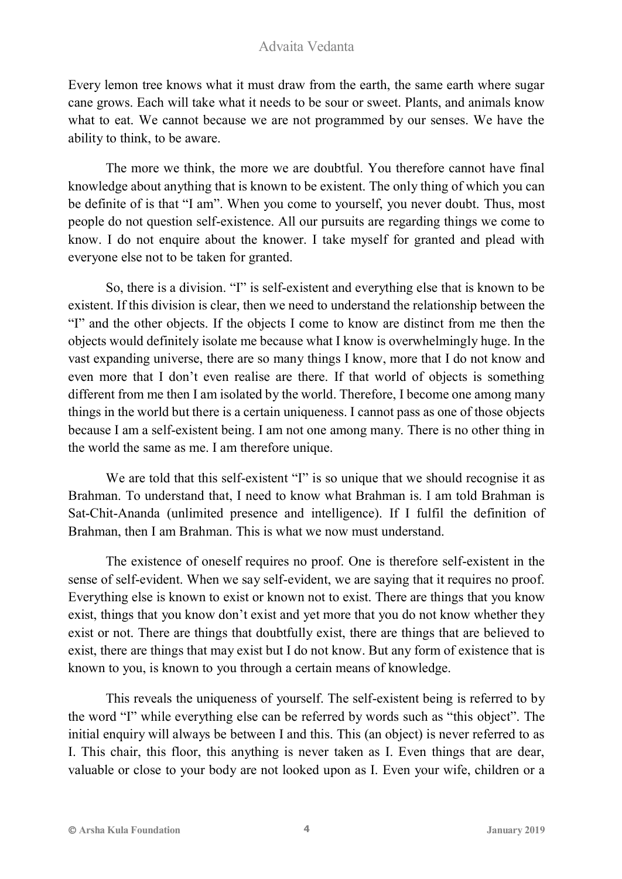Every lemon tree knows what it must draw from the earth, the same earth where sugar cane grows. Each will take what it needs to be sour or sweet. Plants, and animals know what to eat. We cannot because we are not programmed by our senses. We have the ability to think, to be aware.

The more we think, the more we are doubtful. You therefore cannot have final knowledge about anything that is known to be existent. The only thing of which you can be definite of is that "I am". When you come to yourself, you never doubt. Thus, most people do not question self-existence. All our pursuits are regarding things we come to know. I do not enquire about the knower. I take myself for granted and plead with everyone else not to be taken for granted.

So, there is a division. "I" is self-existent and everything else that is known to be existent. If this division is clear, then we need to understand the relationship between the "I" and the other objects. If the objects I come to know are distinct from me then the objects would definitely isolate me because what I know is overwhelmingly huge. In the vast expanding universe, there are so many things I know, more that I do not know and even more that I don't even realise are there. If that world of objects is something different from me then I am isolated by the world. Therefore, I become one among many things in the world but there is a certain uniqueness. I cannot pass as one of those objects because I am a self-existent being. I am not one among many. There is no other thing in the world the same as me. I am therefore unique.

We are told that this self-existent "I" is so unique that we should recognise it as Brahman. To understand that, I need to know what Brahman is. I am told Brahman is Sat-Chit-Ananda (unlimited presence and intelligence). If I fulfil the definition of Brahman, then I am Brahman. This is what we now must understand.

The existence of oneself requires no proof. One is therefore self-existent in the sense of self-evident. When we say self-evident, we are saying that it requires no proof. Everything else is known to exist or known not to exist. There are things that you know exist, things that you know don't exist and yet more that you do not know whether they exist or not. There are things that doubtfully exist, there are things that are believed to exist, there are things that may exist but I do not know. But any form of existence that is known to you, is known to you through a certain means of knowledge.

This reveals the uniqueness of yourself. The self-existent being is referred to by the word "I" while everything else can be referred by words such as "this object". The initial enquiry will always be between I and this. This (an object) is never referred to as I. This chair, this floor, this anything is never taken as I. Even things that are dear, valuable or close to your body are not looked upon as I. Even your wife, children or a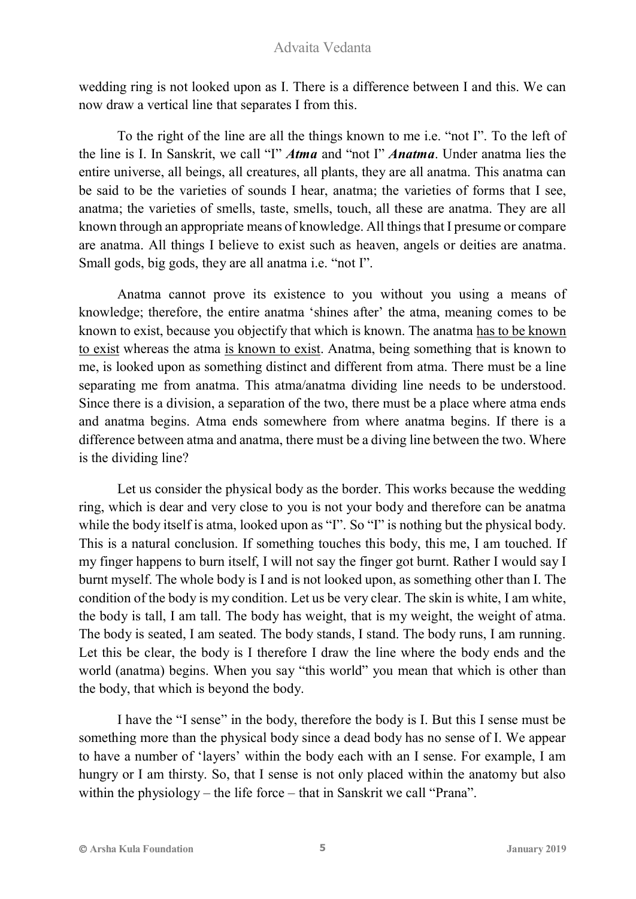wedding ring is not looked upon as I. There is a difference between I and this. We can now draw a vertical line that separates I from this.

To the right of the line are all the things known to me i.e. "not I". To the left of the line is I. In Sanskrit, we call "I" ***Atma*** and "not I" ***Anatma***. Under anatma lies the entire universe, all beings, all creatures, all plants, they are all anatma. This anatma can be said to be the varieties of sounds I hear, anatma; the varieties of forms that I see, anatma; the varieties of smells, taste, smells, touch, all these are anatma. They are all known through an appropriate means of knowledge. All things that I presume or compare are anatma. All things I believe to exist such as heaven, angels or deities are anatma. Small gods, big gods, they are all anatma i.e. "not I".

Anatma cannot prove its existence to you without you using a means of knowledge; therefore, the entire anatma 'shines after' the atma, meaning comes to be known to exist, because you objectify that which is known. The anatma <u>has to be known to exist</u> whereas the atma <u>is known to exist</u>. Anatma, being something that is known to me, is looked upon as something distinct and different from atma. There must be a line separating me from anatma. This atma/anatma dividing line needs to be understood. Since there is a division, a separation of the two, there must be a place where atma ends and anatma begins. Atma ends somewhere from where anatma begins. If there is a difference between atma and anatma, there must be a diving line between the two. Where is the dividing line?

Let us consider the physical body as the border. This works because the wedding ring, which is dear and very close to you is not your body and therefore can be anatma while the body itself is atma, looked upon as "I". So "I" is nothing but the physical body. This is a natural conclusion. If something touches this body, this me, I am touched. If my finger happens to burn itself, I will not say the finger got burnt. Rather I would say I burnt myself. The whole body is I and is not looked upon, as something other than I. The condition of the body is my condition. Let us be very clear. The skin is white, I am white, the body is tall, I am tall. The body has weight, that is my weight, the weight of atma. The body is seated, I am seated. The body stands, I stand. The body runs, I am running. Let this be clear, the body is I therefore I draw the line where the body ends and the world (anatma) begins. When you say "this world" you mean that which is other than the body, that which is beyond the body.

I have the "I sense" in the body, therefore the body is I. But this I sense must be something more than the physical body since a dead body has no sense of I. We appear to have a number of 'layers' within the body each with an I sense. For example, I am hungry or I am thirsty. So, that I sense is not only placed within the anatomy but also within the physiology – the life force – that in Sanskrit we call "Prana".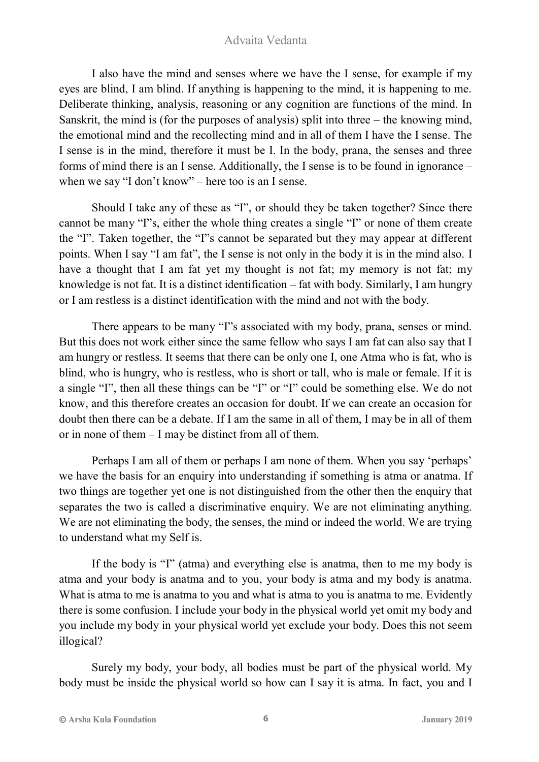I also have the mind and senses where we have the I sense, for example if my eyes are blind, I am blind. If anything is happening to the mind, it is happening to me. Deliberate thinking, analysis, reasoning or any cognition are functions of the mind. In Sanskrit, the mind is (for the purposes of analysis) split into three – the knowing mind, the emotional mind and the recollecting mind and in all of them I have the I sense. The I sense is in the mind, therefore it must be I. In the body, prana, the senses and three forms of mind there is an I sense. Additionally, the I sense is to be found in ignorance – when we say "I don't know" – here too is an I sense.

Should I take any of these as "I", or should they be taken together? Since there cannot be many "I"s, either the whole thing creates a single "I" or none of them create the "I". Taken together, the "I"s cannot be separated but they may appear at different points. When I say "I am fat", the I sense is not only in the body it is in the mind also. I have a thought that I am fat yet my thought is not fat; my memory is not fat; my knowledge is not fat. It is a distinct identification – fat with body. Similarly, I am hungry or I am restless is a distinct identification with the mind and not with the body.

There appears to be many "I"s associated with my body, prana, senses or mind. But this does not work either since the same fellow who says I am fat can also say that I am hungry or restless. It seems that there can be only one I, one Atma who is fat, who is blind, who is hungry, who is restless, who is short or tall, who is male or female. If it is a single "I", then all these things can be "I" or "I" could be something else. We do not know, and this therefore creates an occasion for doubt. If we can create an occasion for doubt then there can be a debate. If I am the same in all of them, I may be in all of them or in none of them – I may be distinct from all of them.

Perhaps I am all of them or perhaps I am none of them. When you say 'perhaps' we have the basis for an enquiry into understanding if something is atma or anatma. If two things are together yet one is not distinguished from the other then the enquiry that separates the two is called a discriminative enquiry. We are not eliminating anything. We are not eliminating the body, the senses, the mind or indeed the world. We are trying to understand what my Self is.

If the body is "I" (atma) and everything else is anatma, then to me my body is atma and your body is anatma and to you, your body is atma and my body is anatma. What is atma to me is anatma to you and what is atma to you is anatma to me. Evidently there is some confusion. I include your body in the physical world yet omit my body and you include my body in your physical world yet exclude your body. Does this not seem illogical?

Surely my body, your body, all bodies must be part of the physical world. My body must be inside the physical world so how can I say it is atma. In fact, you and I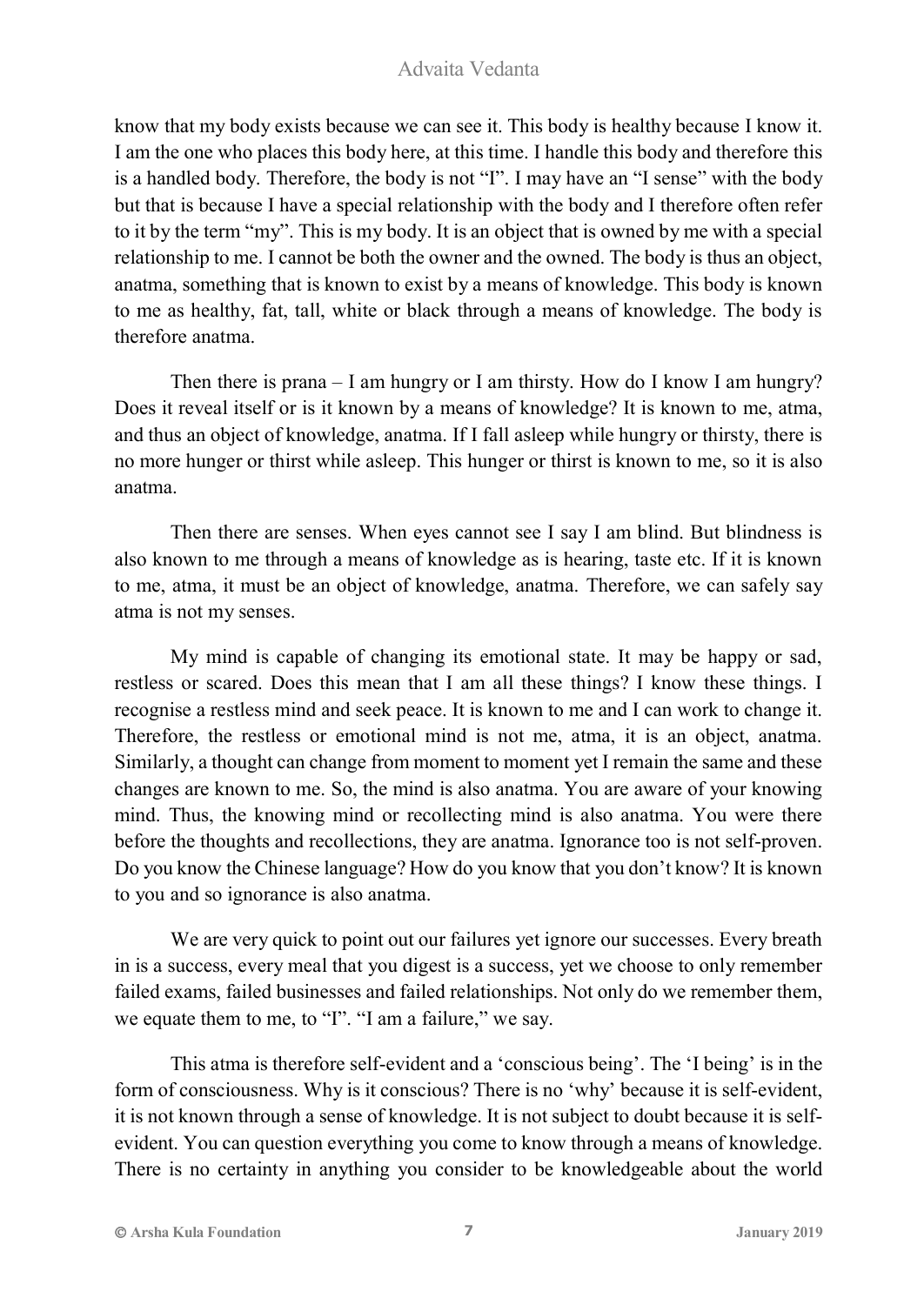know that my body exists because we can see it. This body is healthy because I know it. I am the one who places this body here, at this time. I handle this body and therefore this is a handled body. Therefore, the body is not "I". I may have an "I sense" with the body but that is because I have a special relationship with the body and I therefore often refer to it by the term "my". This is my body. It is an object that is owned by me with a special relationship to me. I cannot be both the owner and the owned. The body is thus an object, anatma, something that is known to exist by a means of knowledge. This body is known to me as healthy, fat, tall, white or black through a means of knowledge. The body is therefore anatma.

Then there is prana – I am hungry or I am thirsty. How do I know I am hungry? Does it reveal itself or is it known by a means of knowledge? It is known to me, atma, and thus an object of knowledge, anatma. If I fall asleep while hungry or thirsty, there is no more hunger or thirst while asleep. This hunger or thirst is known to me, so it is also anatma.

Then there are senses. When eyes cannot see I say I am blind. But blindness is also known to me through a means of knowledge as is hearing, taste etc. If it is known to me, atma, it must be an object of knowledge, anatma. Therefore, we can safely say atma is not my senses.

My mind is capable of changing its emotional state. It may be happy or sad, restless or scared. Does this mean that I am all these things? I know these things. I recognise a restless mind and seek peace. It is known to me and I can work to change it. Therefore, the restless or emotional mind is not me, atma, it is an object, anatma. Similarly, a thought can change from moment to moment yet I remain the same and these changes are known to me. So, the mind is also anatma. You are aware of your knowing mind. Thus, the knowing mind or recollecting mind is also anatma. You were there before the thoughts and recollections, they are anatma. Ignorance too is not self-proven. Do you know the Chinese language? How do you know that you don't know? It is known to you and so ignorance is also anatma.

We are very quick to point out our failures yet ignore our successes. Every breath in is a success, every meal that you digest is a success, yet we choose to only remember failed exams, failed businesses and failed relationships. Not only do we remember them, we equate them to me, to "I". "I am a failure," we say.

This atma is therefore self-evident and a 'conscious being'. The 'I being' is in the form of consciousness. Why is it conscious? There is no 'why' because it is self-evident, it is not known through a sense of knowledge. It is not subject to doubt because it is self-evident. You can question everything you come to know through a means of knowledge. There is no certainty in anything you consider to be knowledgeable about the world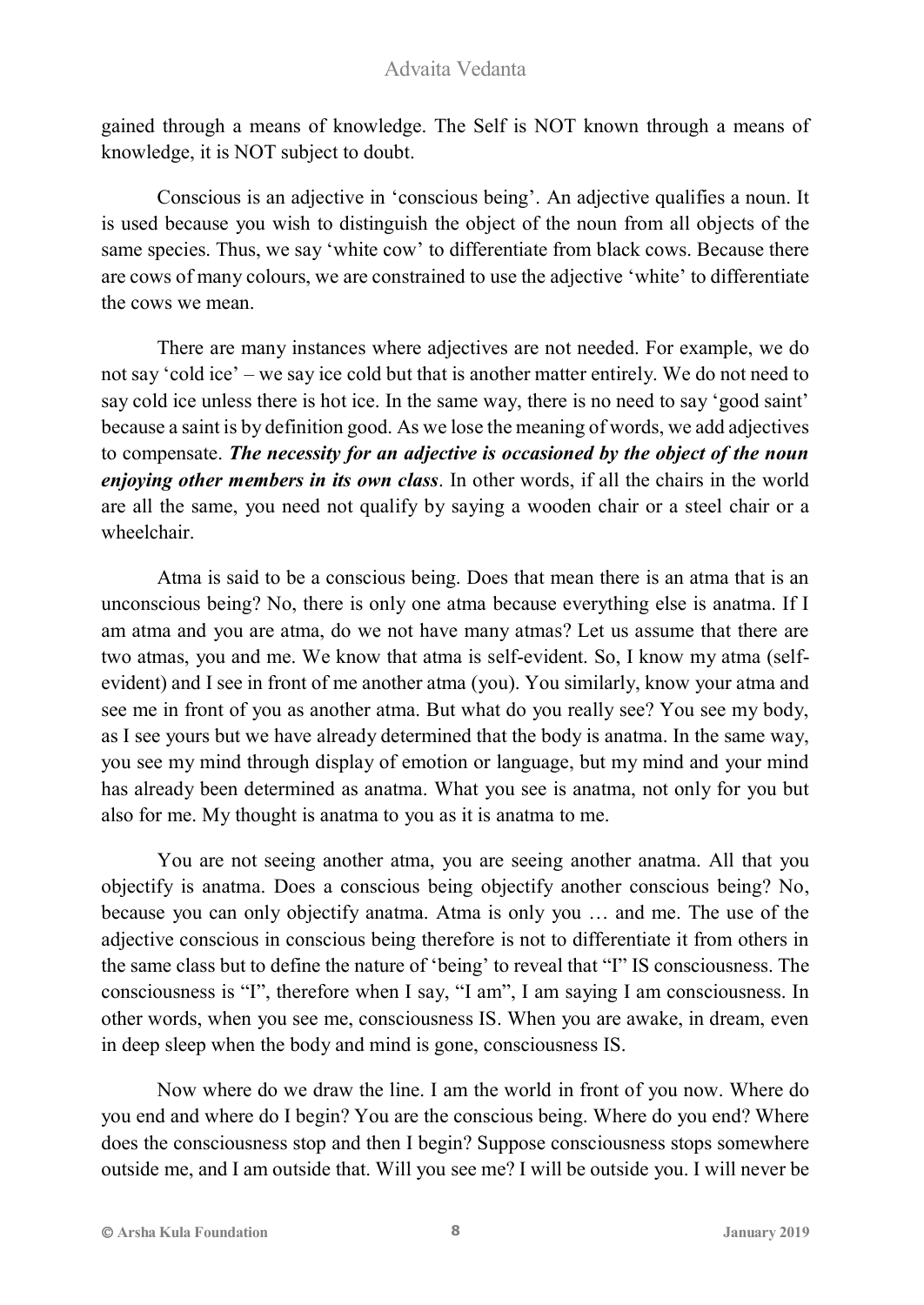gained through a means of knowledge. The Self is NOT known through a means of knowledge, it is NOT subject to doubt.

Conscious is an adjective in 'conscious being'. An adjective qualifies a noun. It is used because you wish to distinguish the object of the noun from all objects of the same species. Thus, we say 'white cow' to differentiate from black cows. Because there are cows of many colours, we are constrained to use the adjective 'white' to differentiate the cows we mean.

There are many instances where adjectives are not needed. For example, we do not say 'cold ice' – we say ice cold but that is another matter entirely. We do not need to say cold ice unless there is hot ice. In the same way, there is no need to say 'good saint' because a saint is by definition good. As we lose the meaning of words, we add adjectives to compensate. ***The necessity for an adjective is occasioned by the object of the noun enjoying other members in its own class***. In other words, if all the chairs in the world are all the same, you need not qualify by saying a wooden chair or a steel chair or a wheelchair.

Atma is said to be a conscious being. Does that mean there is an atma that is an unconscious being? No, there is only one atma because everything else is anatma. If I am atma and you are atma, do we not have many atmas? Let us assume that there are two atmas, you and me. We know that atma is self-evident. So, I know my atma (self-evident) and I see in front of me another atma (you). You similarly, know your atma and see me in front of you as another atma. But what do you really see? You see my body, as I see yours but we have already determined that the body is anatma. In the same way, you see my mind through display of emotion or language, but my mind and your mind has already been determined as anatma. What you see is anatma, not only for you but also for me. My thought is anatma to you as it is anatma to me.

You are not seeing another atma, you are seeing another anatma. All that you objectify is anatma. Does a conscious being objectify another conscious being? No, because you can only objectify anatma. Atma is only you … and me. The use of the adjective conscious in conscious being therefore is not to differentiate it from others in the same class but to define the nature of 'being' to reveal that "I" IS consciousness. The consciousness is "I", therefore when I say, "I am", I am saying I am consciousness. In other words, when you see me, consciousness IS. When you are awake, in dream, even in deep sleep when the body and mind is gone, consciousness IS.

Now where do we draw the line. I am the world in front of you now. Where do you end and where do I begin? You are the conscious being. Where do you end? Where does the consciousness stop and then I begin? Suppose consciousness stops somewhere outside me, and I am outside that. Will you see me? I will be outside you. I will never be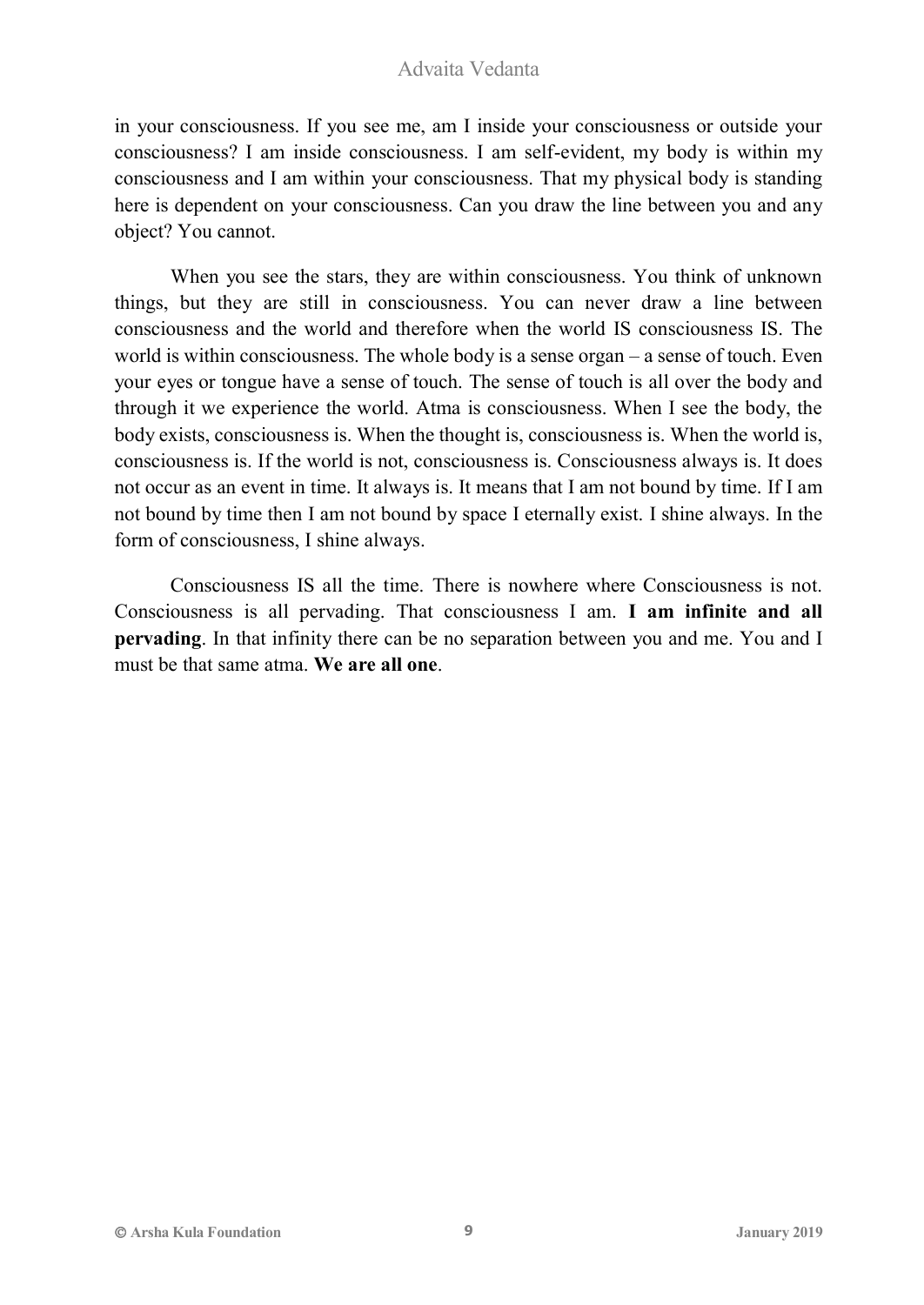in your consciousness. If you see me, am I inside your consciousness or outside your consciousness? I am inside consciousness. I am self-evident, my body is within my consciousness and I am within your consciousness. That my physical body is standing here is dependent on your consciousness. Can you draw the line between you and any object? You cannot.

When you see the stars, they are within consciousness. You think of unknown things, but they are still in consciousness. You can never draw a line between consciousness and the world and therefore when the world IS consciousness IS. The world is within consciousness. The whole body is a sense organ – a sense of touch. Even your eyes or tongue have a sense of touch. The sense of touch is all over the body and through it we experience the world. Atma is consciousness. When I see the body, the body exists, consciousness is. When the thought is, consciousness is. When the world is, consciousness is. If the world is not, consciousness is. Consciousness always is. It does not occur as an event in time. It always is. It means that I am not bound by time. If I am not bound by time then I am not bound by space I eternally exist. I shine always. In the form of consciousness, I shine always.

Consciousness IS all the time. There is nowhere where Consciousness is not. Consciousness is all pervading. That consciousness I am. **I am infinite and all pervading**. In that infinity there can be no separation between you and me. You and I must be that same atma. **We are all one**.